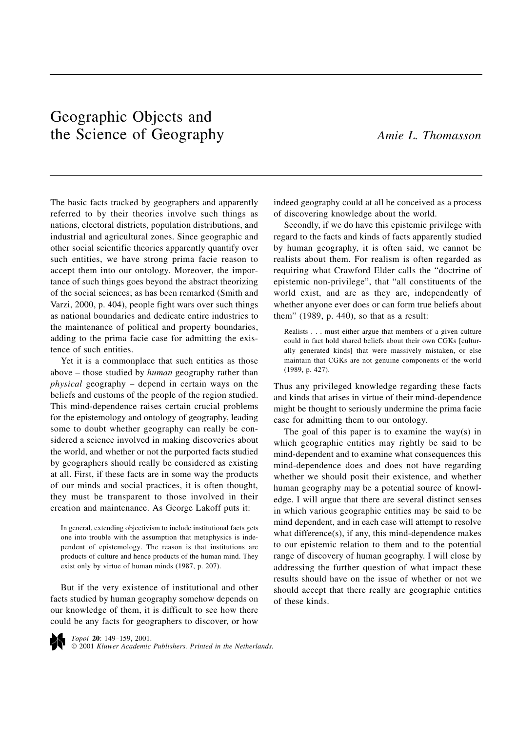# Geographic Objects and the Science of Geography

*Amie L. Thomasson*

The basic facts tracked by geographers and apparently referred to by their theories involve such things as nations, electoral districts, population distributions, and industrial and agricultural zones. Since geographic and other social scientific theories apparently quantify over such entities, we have strong prima facie reason to accept them into our ontology. Moreover, the importance of such things goes beyond the abstract theorizing of the social sciences; as has been remarked (Smith and Varzi, 2000, p. 404), people fight wars over such things as national boundaries and dedicate entire industries to the maintenance of political and property boundaries, adding to the prima facie case for admitting the existence of such entities.

Yet it is a commonplace that such entities as those above – those studied by *human* geography rather than *physical* geography – depend in certain ways on the beliefs and customs of the people of the region studied. This mind-dependence raises certain crucial problems for the epistemology and ontology of geography, leading some to doubt whether geography can really be considered a science involved in making discoveries about the world, and whether or not the purported facts studied by geographers should really be considered as existing at all. First, if these facts are in some way the products of our minds and social practices, it is often thought, they must be transparent to those involved in their creation and maintenance. As George Lakoff puts it:

> In general, extending objectivism to include institutional facts gets one into trouble with the assumption that metaphysics is independent of epistemology. The reason is that institutions are products of culture and hence products of the human mind. They exist only by virtue of human minds (1987, p. 207).

But if the very existence of institutional and other facts studied by human geography somehow depends on our knowledge of them, it is difficult to see how there could be any facts for geographers to discover, or how indeed geography could at all be conceived as a process of discovering knowledge about the world.

Secondly, if we do have this epistemic privilege with regard to the facts and kinds of facts apparently studied by human geography, it is often said, we cannot be realists about them. For realism is often regarded as requiring what Crawford Elder calls the "doctrine of epistemic non-privilege", that "all constituents of the world exist, and are as they are, independently of whether anyone ever does or can form true beliefs about them" (1989, p. 440), so that as a result:

> Realists . . . must either argue that members of a given culture could in fact hold shared beliefs about their own CGKs [culturally generated kinds] that were massively mistaken, or else maintain that CGKs are not genuine components of the world (1989, p. 427).

Thus any privileged knowledge regarding these facts and kinds that arises in virtue of their mind-dependence might be thought to seriously undermine the prima facie case for admitting them to our ontology.

The goal of this paper is to examine the way(s) in which geographic entities may rightly be said to be mind-dependent and to examine what consequences this mind-dependence does and does not have regarding whether we should posit their existence, and whether human geography may be a potential source of knowledge. I will argue that there are several distinct senses in which various geographic entities may be said to be mind dependent, and in each case will attempt to resolve what difference(s), if any, this mind-dependence makes to our epistemic relation to them and to the potential range of discovery of human geography. I will close by addressing the further question of what impact these results should have on the issue of whether or not we should accept that there really are geographic entities of these kinds.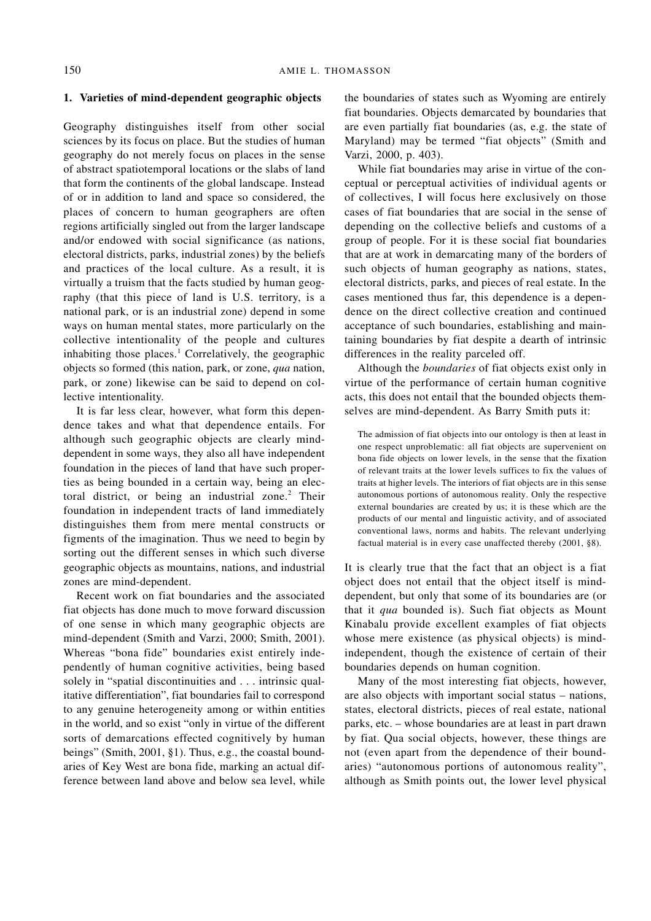## 1. Varieties of mind-dependent geographic objects

Geography distinguishes itself from other social sciences by its focus on place. But the studies of human geography do not merely focus on places in the sense of abstract spatiotemporal locations or the slabs of land that form the continents of the global landscape. Instead of or in addition to land and space so considered, the places of concern to human geographers are often regions artificially singled out from the larger landscape and/or endowed with social significance (as nations, electoral districts, parks, industrial zones) by the beliefs and practices of the local culture. As a result, it is virtually a truism that the facts studied by human geography (that this piece of land is U.S. territory, is a national park, or is an industrial zone) depend in some ways on human mental states, more particularly on the collective intentionality of the people and cultures inhabiting those places.[1] Correlatively, the geographic objects so formed (this nation, park, or zone, *qua* nation, park, or zone) likewise can be said to depend on collective intentionality.

It is far less clear, however, what form this dependence takes and what that dependence entails. For although such geographic objects are clearly mind-dependent in some ways, they also all have independent foundation in the pieces of land that have such properties as being bounded in a certain way, being an electoral district, or being an industrial zone.[2] Their foundation in independent tracts of land immediately distinguishes them from mere mental constructs or figments of the imagination. Thus we need to begin by sorting out the different senses in which such diverse geographic objects as mountains, nations, and industrial zones are mind-dependent.

Recent work on fiat boundaries and the associated fiat objects has done much to move forward discussion of one sense in which many geographic objects are mind-dependent (Smith and Varzi, 2000; Smith, 2001). Whereas "bona fide" boundaries exist entirely independently of human cognitive activities, being based solely in "spatial discontinuities and . . . intrinsic qualitative differentiation", fiat boundaries fail to correspond to any genuine heterogeneity among or within entities in the world, and so exist "only in virtue of the different sorts of demarcations effected cognitively by human beings" (Smith, 2001, §1). Thus, e.g., the coastal boundaries of Key West are bona fide, marking an actual difference between land above and below sea level, while the boundaries of states such as Wyoming are entirely fiat boundaries. Objects demarcated by boundaries that are even partially fiat boundaries (as, e.g. the state of Maryland) may be termed "fiat objects" (Smith and Varzi, 2000, p. 403).

While fiat boundaries may arise in virtue of the conceptual or perceptual activities of individual agents or of collectives, I will focus here exclusively on those cases of fiat boundaries that are social in the sense of depending on the collective beliefs and customs of a group of people. For it is these social fiat boundaries that are at work in demarcating many of the borders of such objects of human geography as nations, states, electoral districts, parks, and pieces of real estate. In the cases mentioned thus far, this dependence is a dependence on the direct collective creation and continued acceptance of such boundaries, establishing and maintaining boundaries by fiat despite a dearth of intrinsic differences in the reality parceled off.

Although the *boundaries* of fiat objects exist only in virtue of the performance of certain human cognitive acts, this does not entail that the bounded objects themselves are mind-dependent. As Barry Smith puts it:

> The admission of fiat objects into our ontology is then at least in one respect unproblematic: all fiat objects are supervenient on bona fide objects on lower levels, in the sense that the fixation of relevant traits at the lower levels suffices to fix the values of traits at higher levels. The interiors of fiat objects are in this sense autonomous portions of autonomous reality. Only the respective external boundaries are created by us; it is these which are the products of our mental and linguistic activity, and of associated conventional laws, norms and habits. The relevant underlying factual material is in every case unaffected thereby (2001, §8).

It is clearly true that the fact that an object is a fiat object does not entail that the object itself is mind-dependent, but only that some of its boundaries are (or that it *qua* bounded is). Such fiat objects as Mount Kinabalu provide excellent examples of fiat objects whose mere existence (as physical objects) is mind-independent, though the existence of certain of their boundaries depends on human cognition.

Many of the most interesting fiat objects, however, are also objects with important social status – nations, states, electoral districts, pieces of real estate, national parks, etc. – whose boundaries are at least in part drawn by fiat. Qua social objects, however, these things are not (even apart from the dependence of their boundaries) "autonomous portions of autonomous reality", although as Smith points out, the lower level physical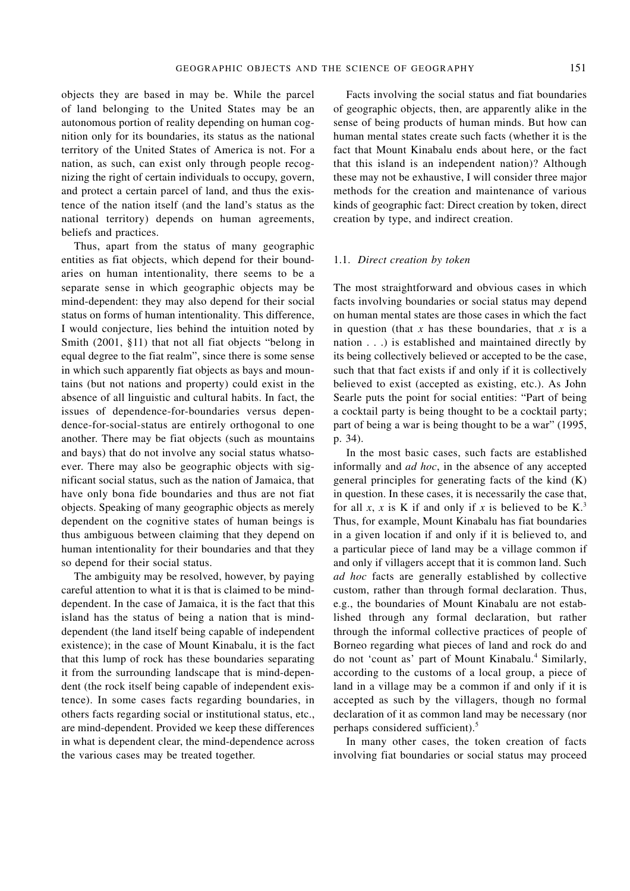objects they are based in may be. While the parcel of land belonging to the United States may be an autonomous portion of reality depending on human cognition only for its boundaries, its status as the national territory of the United States of America is not. For a nation, as such, can exist only through people recognizing the right of certain individuals to occupy, govern, and protect a certain parcel of land, and thus the existence of the nation itself (and the land's status as the national territory) depends on human agreements, beliefs and practices.

Thus, apart from the status of many geographic entities as fiat objects, which depend for their boundaries on human intentionality, there seems to be a separate sense in which geographic objects may be mind-dependent: they may also depend for their social status on forms of human intentionality. This difference, I would conjecture, lies behind the intuition noted by Smith (2001, §11) that not all fiat objects "belong in equal degree to the fiat realm", since there is some sense in which such apparently fiat objects as bays and mountains (but not nations and property) could exist in the absence of all linguistic and cultural habits. In fact, the issues of dependence-for-boundaries versus dependence-for-social-status are entirely orthogonal to one another. There may be fiat objects (such as mountains and bays) that do not involve any social status whatsoever. There may also be geographic objects with significant social status, such as the nation of Jamaica, that have only bona fide boundaries and thus are not fiat objects. Speaking of many geographic objects as merely dependent on the cognitive states of human beings is thus ambiguous between claiming that they depend on human intentionality for their boundaries and that they so depend for their social status.

The ambiguity may be resolved, however, by paying careful attention to what it is that is claimed to be mind-dependent. In the case of Jamaica, it is the fact that this island has the status of being a nation that is mind-dependent (the land itself being capable of independent existence); in the case of Mount Kinabalu, it is the fact that this lump of rock has these boundaries separating it from the surrounding landscape that is mind-dependent (the rock itself being capable of independent existence). In some cases facts regarding boundaries, in others facts regarding social or institutional status, etc., are mind-dependent. Provided we keep these differences in what is dependent clear, the mind-dependence across the various cases may be treated together.

Facts involving the social status and fiat boundaries of geographic objects, then, are apparently alike in the sense of being products of human minds. But how can human mental states create such facts (whether it is the fact that Mount Kinabalu ends about here, or the fact that this island is an independent nation)? Although these may not be exhaustive, I will consider three major methods for the creation and maintenance of various kinds of geographic fact: Direct creation by token, direct creation by type, and indirect creation.

### 1.1. *Direct creation by token*

The most straightforward and obvious cases in which facts involving boundaries or social status may depend on human mental states are those cases in which the fact in question (that $x$ has these boundaries, that $x$ is a nation . . .) is established and maintained directly by its being collectively believed or accepted to be the case, such that that fact exists if and only if it is collectively believed to exist (accepted as existing, etc.). As John Searle puts the point for social entities: "Part of being a cocktail party is being thought to be a cocktail party; part of being a war is being thought to be a war" (1995, p. 34).

In the most basic cases, such facts are established informally and *ad hoc*, in the absence of any accepted general principles for generating facts of the kind (K) in question. In these cases, it is necessarily the case that, for all $x$, $x$ is K if and only if $x$ is believed to be K.[3] Thus, for example, Mount Kinabalu has fiat boundaries in a given location if and only if it is believed to, and a particular piece of land may be a village common if and only if villagers accept that it is common land. Such *ad hoc* facts are generally established by collective custom, rather than through formal declaration. Thus, e.g., the boundaries of Mount Kinabalu are not established through any formal declaration, but rather through the informal collective practices of people of Borneo regarding what pieces of land and rock do and do not 'count as' part of Mount Kinabalu.[4] Similarly, according to the customs of a local group, a piece of land in a village may be a common if and only if it is accepted as such by the villagers, though no formal declaration of it as common land may be necessary (nor perhaps considered sufficient).[5]

In many other cases, the token creation of facts involving fiat boundaries or social status may proceed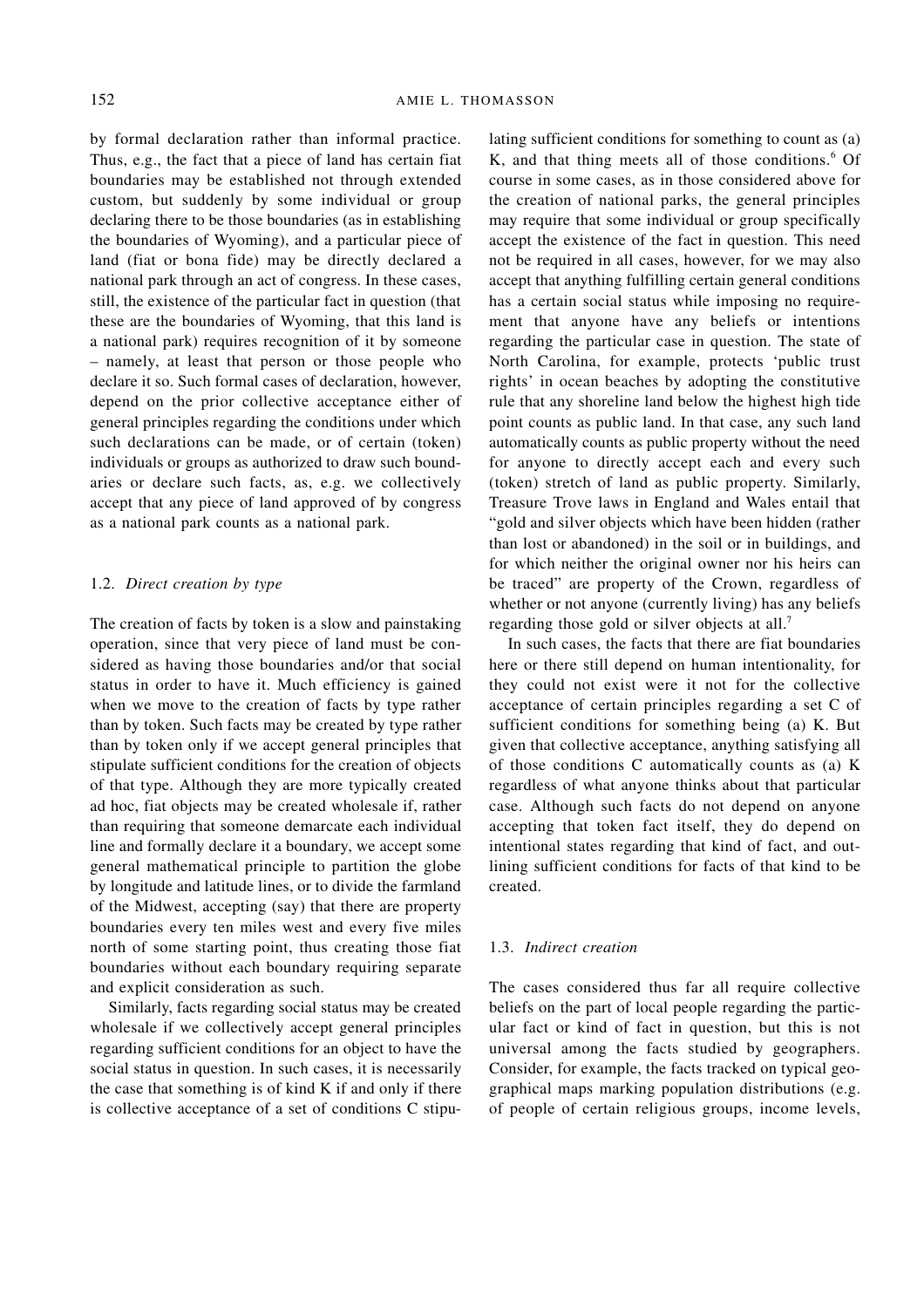by formal declaration rather than informal practice. Thus, e.g., the fact that a piece of land has certain fiat boundaries may be established not through extended custom, but suddenly by some individual or group declaring there to be those boundaries (as in establishing the boundaries of Wyoming), and a particular piece of land (fiat or bona fide) may be directly declared a national park through an act of congress. In these cases, still, the existence of the particular fact in question (that these are the boundaries of Wyoming, that this land is a national park) requires recognition of it by someone – namely, at least that person or those people who declare it so. Such formal cases of declaration, however, depend on the prior collective acceptance either of general principles regarding the conditions under which such declarations can be made, or of certain (token) individuals or groups as authorized to draw such boundaries or declare such facts, as, e.g. we collectively accept that any piece of land approved of by congress as a national park counts as a national park.

### 1.2. *Direct creation by type*

The creation of facts by token is a slow and painstaking operation, since that very piece of land must be considered as having those boundaries and/or that social status in order to have it. Much efficiency is gained when we move to the creation of facts by type rather than by token. Such facts may be created by type rather than by token only if we accept general principles that stipulate sufficient conditions for the creation of objects of that type. Although they are more typically created ad hoc, fiat objects may be created wholesale if, rather than requiring that someone demarcate each individual line and formally declare it a boundary, we accept some general mathematical principle to partition the globe by longitude and latitude lines, or to divide the farmland of the Midwest, accepting (say) that there are property boundaries every ten miles west and every five miles north of some starting point, thus creating those fiat boundaries without each boundary requiring separate and explicit consideration as such.

Similarly, facts regarding social status may be created wholesale if we collectively accept general principles regarding sufficient conditions for an object to have the social status in question. In such cases, it is necessarily the case that something is of kind K if and only if there is collective acceptance of a set of conditions C stipulating sufficient conditions for something to count as (a) K, and that thing meets all of those conditions.[6] Of course in some cases, as in those considered above for the creation of national parks, the general principles may require that some individual or group specifically accept the existence of the fact in question. This need not be required in all cases, however, for we may also accept that anything fulfilling certain general conditions has a certain social status while imposing no requirement that anyone have any beliefs or intentions regarding the particular case in question. The state of North Carolina, for example, protects 'public trust rights' in ocean beaches by adopting the constitutive rule that any shoreline land below the highest high tide point counts as public land. In that case, any such land automatically counts as public property without the need for anyone to directly accept each and every such (token) stretch of land as public property. Similarly, Treasure Trove laws in England and Wales entail that "gold and silver objects which have been hidden (rather than lost or abandoned) in the soil or in buildings, and for which neither the original owner nor his heirs can be traced" are property of the Crown, regardless of whether or not anyone (currently living) has any beliefs regarding those gold or silver objects at all.[7]

In such cases, the facts that there are fiat boundaries here or there still depend on human intentionality, for they could not exist were it not for the collective acceptance of certain principles regarding a set C of sufficient conditions for something being (a) K. But given that collective acceptance, anything satisfying all of those conditions C automatically counts as (a) K regardless of what anyone thinks about that particular case. Although such facts do not depend on anyone accepting that token fact itself, they do depend on intentional states regarding that kind of fact, and outlining sufficient conditions for facts of that kind to be created.

### 1.3. *Indirect creation*

The cases considered thus far all require collective beliefs on the part of local people regarding the particular fact or kind of fact in question, but this is not universal among the facts studied by geographers. Consider, for example, the facts tracked on typical geographical maps marking population distributions (e.g. of people of certain religious groups, income levels,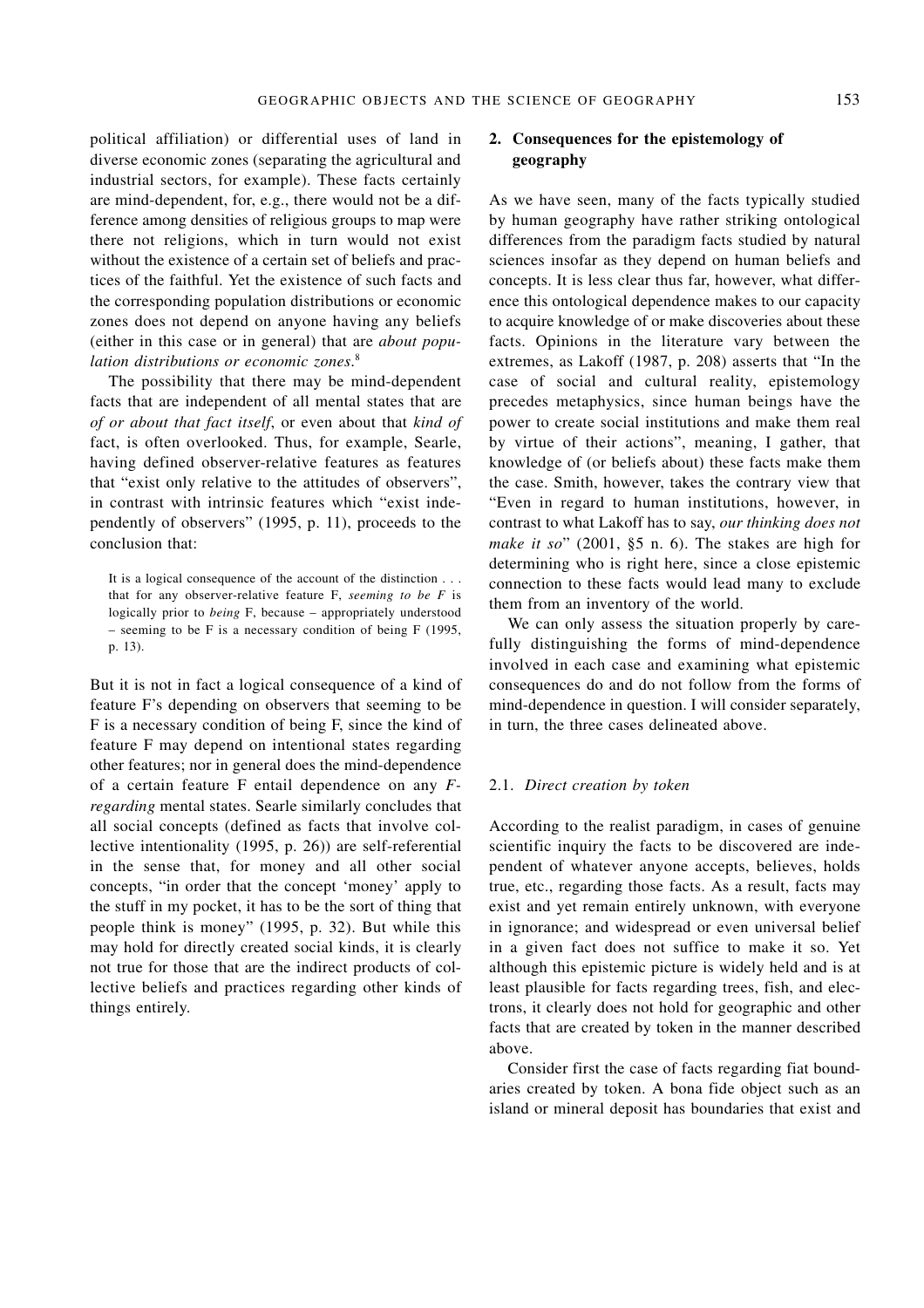political affiliation) or differential uses of land in diverse economic zones (separating the agricultural and industrial sectors, for example). These facts certainly are mind-dependent, for, e.g., there would not be a difference among densities of religious groups to map were there not religions, which in turn would not exist without the existence of a certain set of beliefs and practices of the faithful. Yet the existence of such facts and the corresponding population distributions or economic zones does not depend on anyone having any beliefs (either in this case or in general) that are *about population distributions or economic zones*.[8]

The possibility that there may be mind-dependent facts that are independent of all mental states that are *of or about that fact itself*, or even about that *kind of* fact, is often overlooked. Thus, for example, Searle, having defined observer-relative features as features that "exist only relative to the attitudes of observers", in contrast with intrinsic features which "exist independently of observers" (1995, p. 11), proceeds to the conclusion that:

> It is a logical consequence of the account of the distinction . . . that for any observer-relative feature F, *seeming to be F* is logically prior to *being* F, because – appropriately understood – seeming to be F is a necessary condition of being F (1995, p. 13).

But it is not in fact a logical consequence of a kind of feature F's depending on observers that seeming to be F is a necessary condition of being F, since the kind of feature F may depend on intentional states regarding other features; nor in general does the mind-dependence of a certain feature F entail dependence on any *F-regarding* mental states. Searle similarly concludes that all social concepts (defined as facts that involve collective intentionality (1995, p. 26)) are self-referential in the sense that, for money and all other social concepts, "in order that the concept 'money' apply to the stuff in my pocket, it has to be the sort of thing that people think is money" (1995, p. 32). But while this may hold for directly created social kinds, it is clearly not true for those that are the indirect products of collective beliefs and practices regarding other kinds of things entirely.

## 2. Consequences for the epistemology of geography

As we have seen, many of the facts typically studied by human geography have rather striking ontological differences from the paradigm facts studied by natural sciences insofar as they depend on human beliefs and concepts. It is less clear thus far, however, what difference this ontological dependence makes to our capacity to acquire knowledge of or make discoveries about these facts. Opinions in the literature vary between the extremes, as Lakoff (1987, p. 208) asserts that "In the case of social and cultural reality, epistemology precedes metaphysics, since human beings have the power to create social institutions and make them real by virtue of their actions", meaning, I gather, that knowledge of (or beliefs about) these facts make them the case. Smith, however, takes the contrary view that "Even in regard to human institutions, however, in contrast to what Lakoff has to say, *our thinking does not make it so*" (2001, §5 n. 6). The stakes are high for determining who is right here, since a close epistemic connection to these facts would lead many to exclude them from an inventory of the world.

We can only assess the situation properly by carefully distinguishing the forms of mind-dependence involved in each case and examining what epistemic consequences do and do not follow from the forms of mind-dependence in question. I will consider separately, in turn, the three cases delineated above.

### 2.1. *Direct creation by token*

According to the realist paradigm, in cases of genuine scientific inquiry the facts to be discovered are independent of whatever anyone accepts, believes, holds true, etc., regarding those facts. As a result, facts may exist and yet remain entirely unknown, with everyone in ignorance; and widespread or even universal belief in a given fact does not suffice to make it so. Yet although this epistemic picture is widely held and is at least plausible for facts regarding trees, fish, and electrons, it clearly does not hold for geographic and other facts that are created by token in the manner described above.

Consider first the case of facts regarding fiat boundaries created by token. A bona fide object such as an island or mineral deposit has boundaries that exist and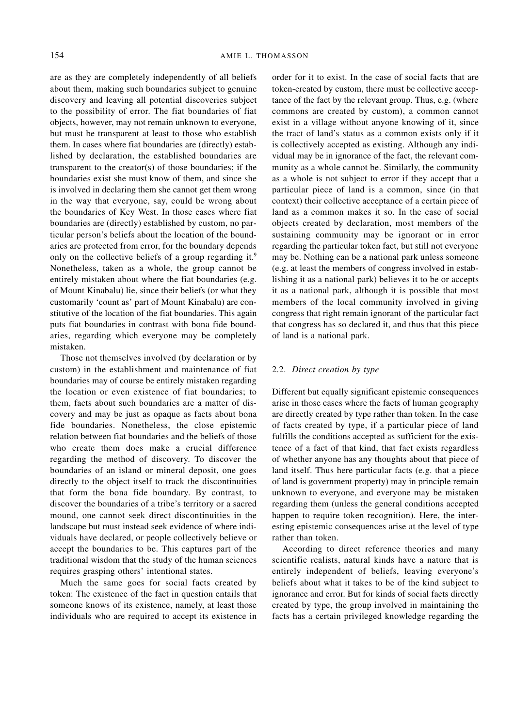are as they are completely independently of all beliefs about them, making such boundaries subject to genuine discovery and leaving all potential discoveries subject to the possibility of error. The fiat boundaries of fiat objects, however, may not remain unknown to everyone, but must be transparent at least to those who establish them. In cases where fiat boundaries are (directly) established by declaration, the established boundaries are transparent to the creator(s) of those boundaries; if the boundaries exist she must know of them, and since she is involved in declaring them she cannot get them wrong in the way that everyone, say, could be wrong about the boundaries of Key West. In those cases where fiat boundaries are (directly) established by custom, no particular person's beliefs about the location of the boundaries are protected from error, for the boundary depends only on the collective beliefs of a group regarding it.[9] Nonetheless, taken as a whole, the group cannot be entirely mistaken about where the fiat boundaries (e.g. of Mount Kinabalu) lie, since their beliefs (or what they customarily 'count as' part of Mount Kinabalu) are constitutive of the location of the fiat boundaries. This again puts fiat boundaries in contrast with bona fide boundaries, regarding which everyone may be completely mistaken.

Those not themselves involved (by declaration or by custom) in the establishment and maintenance of fiat boundaries may of course be entirely mistaken regarding the location or even existence of fiat boundaries; to them, facts about such boundaries are a matter of discovery and may be just as opaque as facts about bona fide boundaries. Nonetheless, the close epistemic relation between fiat boundaries and the beliefs of those who create them does make a crucial difference regarding the method of discovery. To discover the boundaries of an island or mineral deposit, one goes directly to the object itself to track the discontinuities that form the bona fide boundary. By contrast, to discover the boundaries of a tribe's territory or a sacred mound, one cannot seek direct discontinuities in the landscape but must instead seek evidence of where individuals have declared, or people collectively believe or accept the boundaries to be. This captures part of the traditional wisdom that the study of the human sciences requires grasping others' intentional states.

Much the same goes for social facts created by token: The existence of the fact in question entails that someone knows of its existence, namely, at least those individuals who are required to accept its existence in order for it to exist. In the case of social facts that are token-created by custom, there must be collective acceptance of the fact by the relevant group. Thus, e.g. (where commons are created by custom), a common cannot exist in a village without anyone knowing of it, since the tract of land's status as a common exists only if it is collectively accepted as existing. Although any individual may be in ignorance of the fact, the relevant community as a whole cannot be. Similarly, the community as a whole is not subject to error if they accept that a particular piece of land is a common, since (in that context) their collective acceptance of a certain piece of land as a common makes it so. In the case of social objects created by declaration, most members of the sustaining community may be ignorant or in error regarding the particular token fact, but still not everyone may be. Nothing can be a national park unless someone (e.g. at least the members of congress involved in establishing it as a national park) believes it to be or accepts it as a national park, although it is possible that most members of the local community involved in giving congress that right remain ignorant of the particular fact that congress has so declared it, and thus that this piece of land is a national park.

### 2.2. *Direct creation by type*

Different but equally significant epistemic consequences arise in those cases where the facts of human geography are directly created by type rather than token. In the case of facts created by type, if a particular piece of land fulfills the conditions accepted as sufficient for the existence of a fact of that kind, that fact exists regardless of whether anyone has any thoughts about that piece of land itself. Thus here particular facts (e.g. that a piece of land is government property) may in principle remain unknown to everyone, and everyone may be mistaken regarding them (unless the general conditions accepted happen to require token recognition). Here, the interesting epistemic consequences arise at the level of type rather than token.

According to direct reference theories and many scientific realists, natural kinds have a nature that is entirely independent of beliefs, leaving everyone's beliefs about what it takes to be of the kind subject to ignorance and error. But for kinds of social facts directly created by type, the group involved in maintaining the facts has a certain privileged knowledge regarding the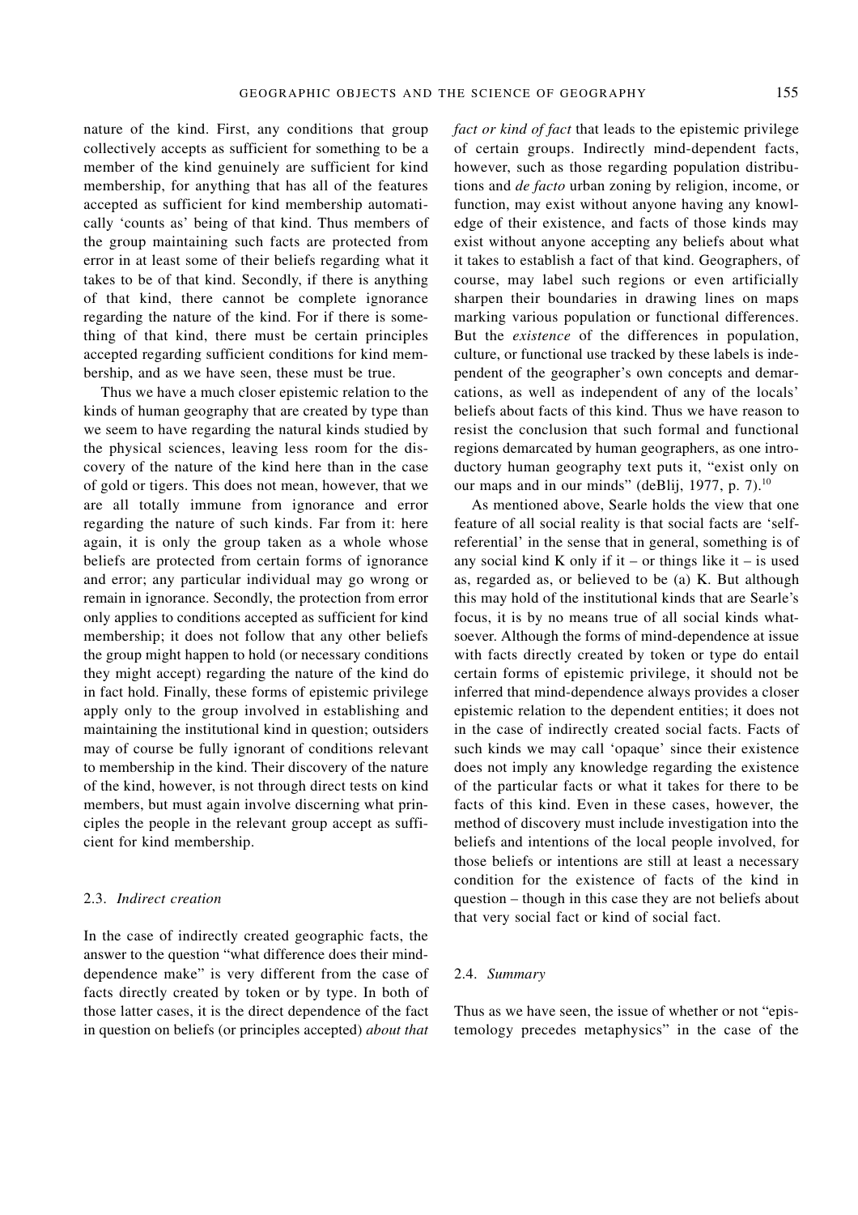nature of the kind. First, any conditions that group collectively accepts as sufficient for something to be a member of the kind genuinely are sufficient for kind membership, for anything that has all of the features accepted as sufficient for kind membership automatically 'counts as' being of that kind. Thus members of the group maintaining such facts are protected from error in at least some of their beliefs regarding what it takes to be of that kind. Secondly, if there is anything of that kind, there cannot be complete ignorance regarding the nature of the kind. For if there is something of that kind, there must be certain principles accepted regarding sufficient conditions for kind membership, and as we have seen, these must be true.

Thus we have a much closer epistemic relation to the kinds of human geography that are created by type than we seem to have regarding the natural kinds studied by the physical sciences, leaving less room for the discovery of the nature of the kind here than in the case of gold or tigers. This does not mean, however, that we are all totally immune from ignorance and error regarding the nature of such kinds. Far from it: here again, it is only the group taken as a whole whose beliefs are protected from certain forms of ignorance and error; any particular individual may go wrong or remain in ignorance. Secondly, the protection from error only applies to conditions accepted as sufficient for kind membership; it does not follow that any other beliefs the group might happen to hold (or necessary conditions they might accept) regarding the nature of the kind do in fact hold. Finally, these forms of epistemic privilege apply only to the group involved in establishing and maintaining the institutional kind in question; outsiders may of course be fully ignorant of conditions relevant to membership in the kind. Their discovery of the nature of the kind, however, is not through direct tests on kind members, but must again involve discerning what principles the people in the relevant group accept as sufficient for kind membership.

### 2.3. *Indirect creation*

In the case of indirectly created geographic facts, the answer to the question "what difference does their mind-dependence make" is very different from the case of facts directly created by token or by type. In both of those latter cases, it is the direct dependence of the fact in question on beliefs (or principles accepted) *about that fact or kind of fact* that leads to the epistemic privilege of certain groups. Indirectly mind-dependent facts, however, such as those regarding population distributions and *de facto* urban zoning by religion, income, or function, may exist without anyone having any knowledge of their existence, and facts of those kinds may exist without anyone accepting any beliefs about what it takes to establish a fact of that kind. Geographers, of course, may label such regions or even artificially sharpen their boundaries in drawing lines on maps marking various population or functional differences. But the *existence* of the differences in population, culture, or functional use tracked by these labels is independent of the geographer's own concepts and demarcations, as well as independent of any of the locals' beliefs about facts of this kind. Thus we have reason to resist the conclusion that such formal and functional regions demarcated by human geographers, as one introductory human geography text puts it, "exist only on our maps and in our minds" (deBlij, 1977, p. 7).[10]

As mentioned above, Searle holds the view that one feature of all social reality is that social facts are 'self-referential' in the sense that in general, something is of any social kind K only if it – or things like it – is used as, regarded as, or believed to be (a) K. But although this may hold of the institutional kinds that are Searle's focus, it is by no means true of all social kinds whatsoever. Although the forms of mind-dependence at issue with facts directly created by token or type do entail certain forms of epistemic privilege, it should not be inferred that mind-dependence always provides a closer epistemic relation to the dependent entities; it does not in the case of indirectly created social facts. Facts of such kinds we may call 'opaque' since their existence does not imply any knowledge regarding the existence of the particular facts or what it takes for there to be facts of this kind. Even in these cases, however, the method of discovery must include investigation into the beliefs and intentions of the local people involved, for those beliefs or intentions are still at least a necessary condition for the existence of facts of the kind in question – though in this case they are not beliefs about that very social fact or kind of social fact.

### 2.4. *Summary*

Thus as we have seen, the issue of whether or not "epistemology precedes metaphysics" in the case of the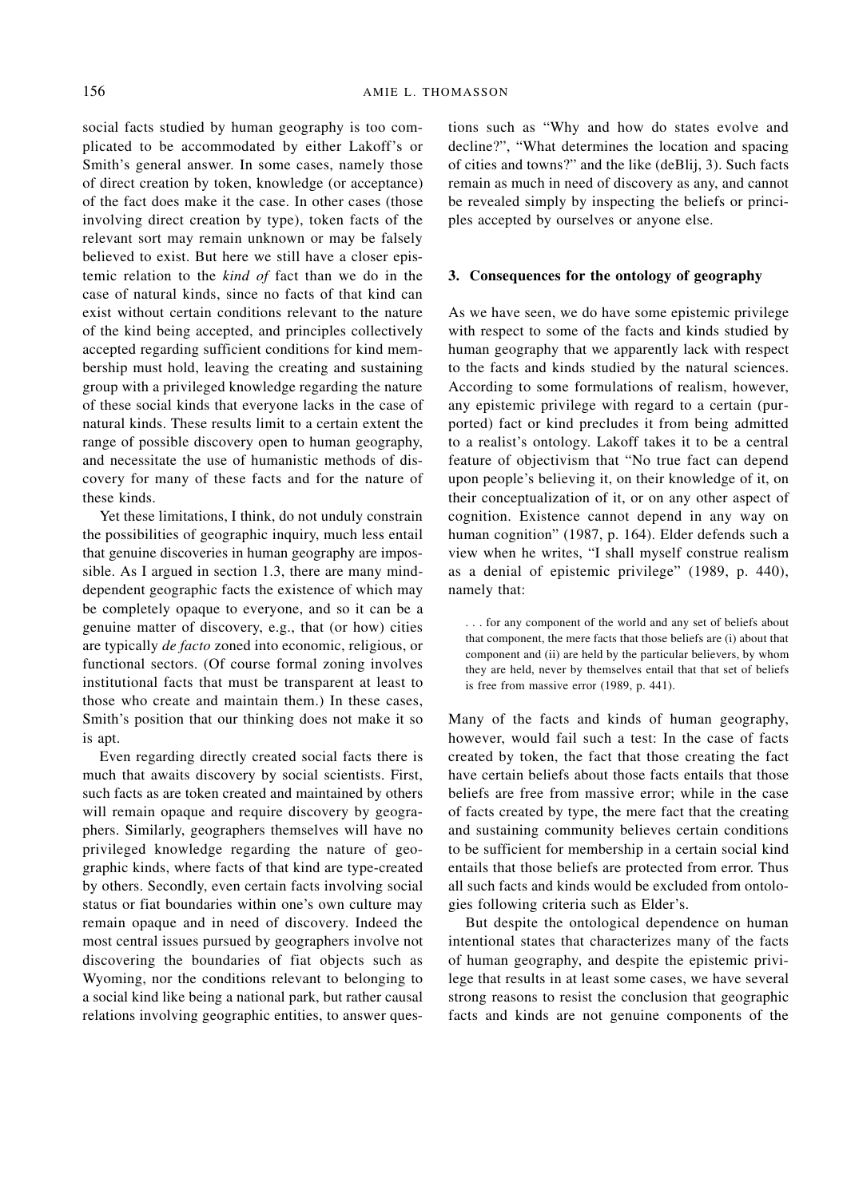social facts studied by human geography is too complicated to be accommodated by either Lakoff's or Smith's general answer. In some cases, namely those of direct creation by token, knowledge (or acceptance) of the fact does make it the case. In other cases (those involving direct creation by type), token facts of the relevant sort may remain unknown or may be falsely believed to exist. But here we still have a closer epistemic relation to the *kind of* fact than we do in the case of natural kinds, since no facts of that kind can exist without certain conditions relevant to the nature of the kind being accepted, and principles collectively accepted regarding sufficient conditions for kind membership must hold, leaving the creating and sustaining group with a privileged knowledge regarding the nature of these social kinds that everyone lacks in the case of natural kinds. These results limit to a certain extent the range of possible discovery open to human geography, and necessitate the use of humanistic methods of discovery for many of these facts and for the nature of these kinds.

Yet these limitations, I think, do not unduly constrain the possibilities of geographic inquiry, much less entail that genuine discoveries in human geography are impossible. As I argued in section 1.3, there are many mind-dependent geographic facts the existence of which may be completely opaque to everyone, and so it can be a genuine matter of discovery, e.g., that (or how) cities are typically *de facto* zoned into economic, religious, or functional sectors. (Of course formal zoning involves institutional facts that must be transparent at least to those who create and maintain them.) In these cases, Smith's position that our thinking does not make it so is apt.

Even regarding directly created social facts there is much that awaits discovery by social scientists. First, such facts as are token created and maintained by others will remain opaque and require discovery by geographers. Similarly, geographers themselves will have no privileged knowledge regarding the nature of geographic kinds, where facts of that kind are type-created by others. Secondly, even certain facts involving social status or fiat boundaries within one's own culture may remain opaque and in need of discovery. Indeed the most central issues pursued by geographers involve not discovering the boundaries of fiat objects such as Wyoming, nor the conditions relevant to belonging to a social kind like being a national park, but rather causal relations involving geographic entities, to answer questions such as "Why and how do states evolve and decline?", "What determines the location and spacing of cities and towns?" and the like (deBlij, 3). Such facts remain as much in need of discovery as any, and cannot be revealed simply by inspecting the beliefs or principles accepted by ourselves or anyone else.

## 3. Consequences for the ontology of geography

As we have seen, we do have some epistemic privilege with respect to some of the facts and kinds studied by human geography that we apparently lack with respect to the facts and kinds studied by the natural sciences. According to some formulations of realism, however, any epistemic privilege with regard to a certain (purported) fact or kind precludes it from being admitted to a realist's ontology. Lakoff takes it to be a central feature of objectivism that "No true fact can depend upon people's believing it, on their knowledge of it, on their conceptualization of it, or on any other aspect of cognition. Existence cannot depend in any way on human cognition" (1987, p. 164). Elder defends such a view when he writes, "I shall myself construe realism as a denial of epistemic privilege" (1989, p. 440), namely that:

> . . . for any component of the world and any set of beliefs about that component, the mere facts that those beliefs are (i) about that component and (ii) are held by the particular believers, by whom they are held, never by themselves entail that that set of beliefs is free from massive error (1989, p. 441).

Many of the facts and kinds of human geography, however, would fail such a test: In the case of facts created by token, the fact that those creating the fact have certain beliefs about those facts entails that those beliefs are free from massive error; while in the case of facts created by type, the mere fact that the creating and sustaining community believes certain conditions to be sufficient for membership in a certain social kind entails that those beliefs are protected from error. Thus all such facts and kinds would be excluded from ontologies following criteria such as Elder's.

But despite the ontological dependence on human intentional states that characterizes many of the facts of human geography, and despite the epistemic privilege that results in at least some cases, we have several strong reasons to resist the conclusion that geographic facts and kinds are not genuine components of the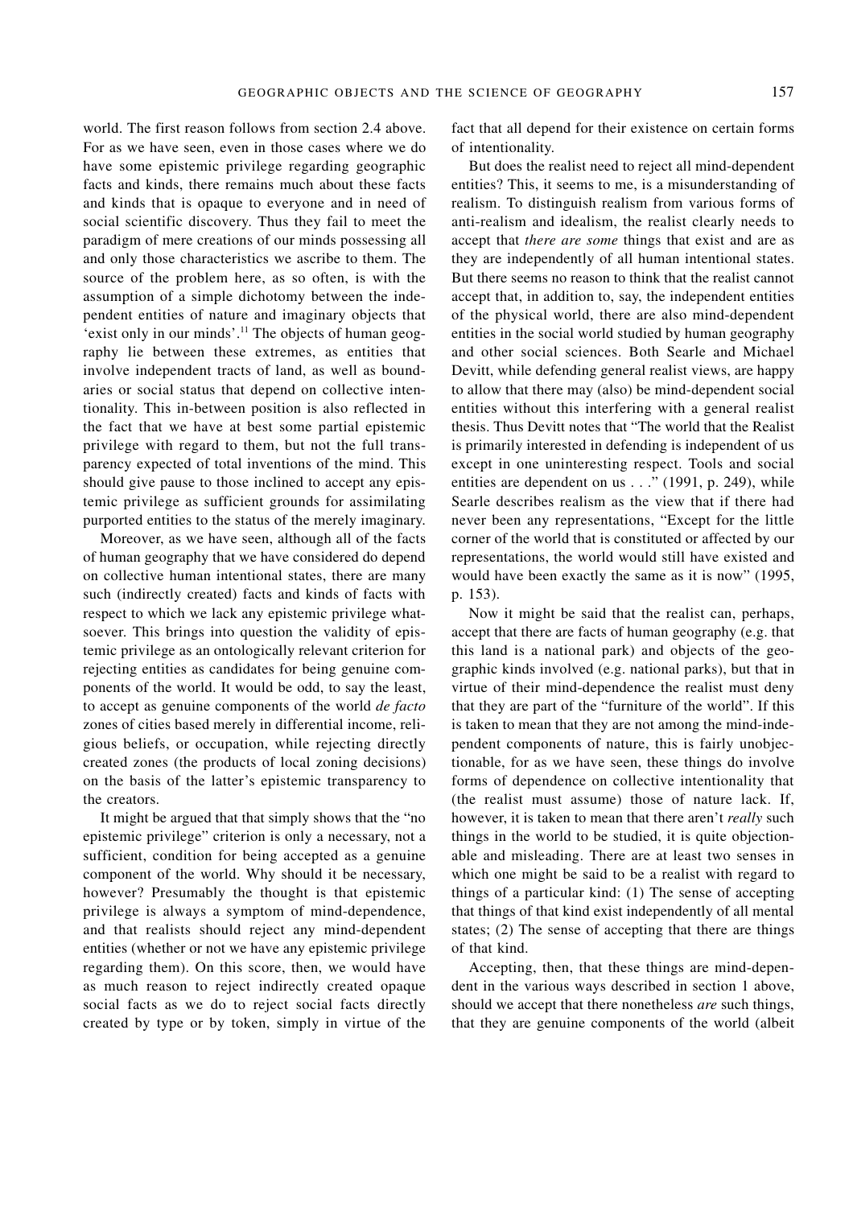world. The first reason follows from section 2.4 above. For as we have seen, even in those cases where we do have some epistemic privilege regarding geographic facts and kinds, there remains much about these facts and kinds that is opaque to everyone and in need of social scientific discovery. Thus they fail to meet the paradigm of mere creations of our minds possessing all and only those characteristics we ascribe to them. The source of the problem here, as so often, is with the assumption of a simple dichotomy between the independent entities of nature and imaginary objects that 'exist only in our minds'.[11] The objects of human geography lie between these extremes, as entities that involve independent tracts of land, as well as boundaries or social status that depend on collective intentionality. This in-between position is also reflected in the fact that we have at best some partial epistemic privilege with regard to them, but not the full transparency expected of total inventions of the mind. This should give pause to those inclined to accept any epistemic privilege as sufficient grounds for assimilating purported entities to the status of the merely imaginary.

Moreover, as we have seen, although all of the facts of human geography that we have considered do depend on collective human intentional states, there are many such (indirectly created) facts and kinds of facts with respect to which we lack any epistemic privilege whatsoever. This brings into question the validity of epistemic privilege as an ontologically relevant criterion for rejecting entities as candidates for being genuine components of the world. It would be odd, to say the least, to accept as genuine components of the world *de facto* zones of cities based merely in differential income, religious beliefs, or occupation, while rejecting directly created zones (the products of local zoning decisions) on the basis of the latter's epistemic transparency to the creators.

It might be argued that that simply shows that the "no epistemic privilege" criterion is only a necessary, not a sufficient, condition for being accepted as a genuine component of the world. Why should it be necessary, however? Presumably the thought is that epistemic privilege is always a symptom of mind-dependence, and that realists should reject any mind-dependent entities (whether or not we have any epistemic privilege regarding them). On this score, then, we would have as much reason to reject indirectly created opaque social facts as we do to reject social facts directly created by type or by token, simply in virtue of the fact that all depend for their existence on certain forms of intentionality.

But does the realist need to reject all mind-dependent entities? This, it seems to me, is a misunderstanding of realism. To distinguish realism from various forms of anti-realism and idealism, the realist clearly needs to accept that *there are some* things that exist and are as they are independently of all human intentional states. But there seems no reason to think that the realist cannot accept that, in addition to, say, the independent entities of the physical world, there are also mind-dependent entities in the social world studied by human geography and other social sciences. Both Searle and Michael Devitt, while defending general realist views, are happy to allow that there may (also) be mind-dependent social entities without this interfering with a general realist thesis. Thus Devitt notes that "The world that the Realist is primarily interested in defending is independent of us except in one uninteresting respect. Tools and social entities are dependent on us . . ." (1991, p. 249), while Searle describes realism as the view that if there had never been any representations, "Except for the little corner of the world that is constituted or affected by our representations, the world would still have existed and would have been exactly the same as it is now" (1995, p. 153).

Now it might be said that the realist can, perhaps, accept that there are facts of human geography (e.g. that this land is a national park) and objects of the geographic kinds involved (e.g. national parks), but that in virtue of their mind-dependence the realist must deny that they are part of the "furniture of the world". If this is taken to mean that they are not among the mind-independent components of nature, this is fairly unobjectionable, for as we have seen, these things do involve forms of dependence on collective intentionality that (the realist must assume) those of nature lack. If, however, it is taken to mean that there aren't *really* such things in the world to be studied, it is quite objectionable and misleading. There are at least two senses in which one might be said to be a realist with regard to things of a particular kind: (1) The sense of accepting that things of that kind exist independently of all mental states; (2) The sense of accepting that there are things of that kind.

Accepting, then, that these things are mind-dependent in the various ways described in section 1 above, should we accept that there nonetheless *are* such things, that they are genuine components of the world (albeit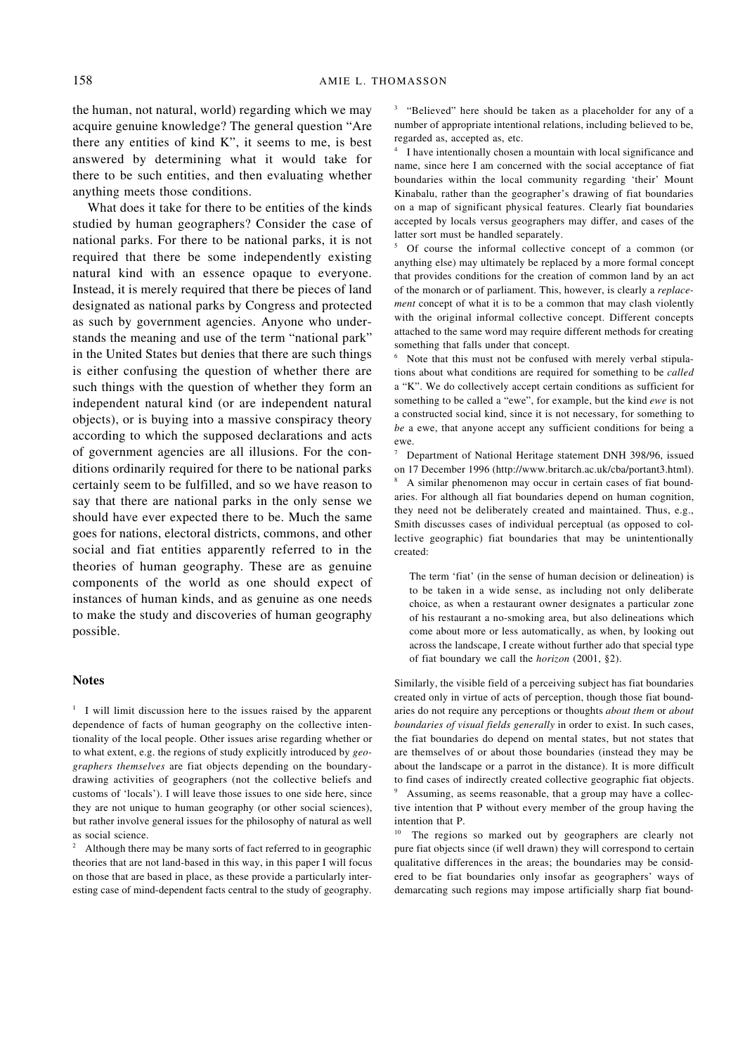the human, not natural, world) regarding which we may acquire genuine knowledge? The general question "Are there any entities of kind K", it seems to me, is best answered by determining what it would take for there to be such entities, and then evaluating whether anything meets those conditions.

What does it take for there to be entities of the kinds studied by human geographers? Consider the case of national parks. For there to be national parks, it is not required that there be some independently existing natural kind with an essence opaque to everyone. Instead, it is merely required that there be pieces of land designated as national parks by Congress and protected as such by government agencies. Anyone who understands the meaning and use of the term "national park" in the United States but denies that there are such things is either confusing the question of whether there are such things with the question of whether they form an independent natural kind (or are independent natural objects), or is buying into a massive conspiracy theory according to which the supposed declarations and acts of government agencies are all illusions. For the conditions ordinarily required for there to be national parks certainly seem to be fulfilled, and so we have reason to say that there are national parks in the only sense we should have ever expected there to be. Much the same goes for nations, electoral districts, commons, and other social and fiat entities apparently referred to in the theories of human geography. These are as genuine components of the world as one should expect of instances of human kinds, and as genuine as one needs to make the study and discoveries of human geography possible.

## Notes

[1] I will limit discussion here to the issues raised by the apparent dependence of facts of human geography on the collective intentionality of the local people. Other issues arise regarding whether or to what extent, e.g. the regions of study explicitly introduced by *geographers themselves* are fiat objects depending on the boundary-drawing activities of geographers (not the collective beliefs and customs of 'locals'). I will leave those issues to one side here, since they are not unique to human geography (or other social sciences), but rather involve general issues for the philosophy of natural as well as social science.

[2] Although there may be many sorts of fact referred to in geographic theories that are not land-based in this way, in this paper I will focus on those that are based in place, as these provide a particularly interesting case of mind-dependent facts central to the study of geography.

[3] "Believed" here should be taken as a placeholder for any of a number of appropriate intentional relations, including believed to be, regarded as, accepted as, etc.

[4] I have intentionally chosen a mountain with local significance and name, since here I am concerned with the social acceptance of fiat boundaries within the local community regarding 'their' Mount Kinabalu, rather than the geographer's drawing of fiat boundaries on a map of significant physical features. Clearly fiat boundaries accepted by locals versus geographers may differ, and cases of the latter sort must be handled separately.

[5] Of course the informal collective concept of a common (or anything else) may ultimately be replaced by a more formal concept that provides conditions for the creation of common land by an act of the monarch or of parliament. This, however, is clearly a *replacement* concept of what it is to be a common that may clash violently with the original informal collective concept. Different concepts attached to the same word may require different methods for creating something that falls under that concept.

[6] Note that this must not be confused with merely verbal stipulations about what conditions are required for something to be *called* a "K". We do collectively accept certain conditions as sufficient for something to be called a "ewe", for example, but the kind *ewe* is not a constructed social kind, since it is not necessary, for something to *be* a ewe, that anyone accept any sufficient conditions for being a ewe.

[7] Department of National Heritage statement DNH 398/96, issued on 17 December 1996 (http://www.britarch.ac.uk/cba/portant3.html).

[8] A similar phenomenon may occur in certain cases of fiat boundaries. For although all fiat boundaries depend on human cognition, they need not be deliberately created and maintained. Thus, e.g., Smith discusses cases of individual perceptual (as opposed to collective geographic) fiat boundaries that may be unintentionally created:

> The term 'fiat' (in the sense of human decision or delineation) is to be taken in a wide sense, as including not only deliberate choice, as when a restaurant owner designates a particular zone of his restaurant a no-smoking area, but also delineations which come about more or less automatically, as when, by looking out across the landscape, I create without further ado that special type of fiat boundary we call the *horizon* (2001, §2).

Similarly, the visible field of a perceiving subject has fiat boundaries created only in virtue of acts of perception, though those fiat boundaries do not require any perceptions or thoughts *about them* or *about boundaries of visual fields generally* in order to exist. In such cases, the fiat boundaries do depend on mental states, but not states that are themselves of or about those boundaries (instead they may be about the landscape or a parrot in the distance). It is more difficult to find cases of indirectly created collective geographic fiat objects.

[9] Assuming, as seems reasonable, that a group may have a collective intention that P without every member of the group having the intention that P.

[10] The regions so marked out by geographers are clearly not pure fiat objects since (if well drawn) they will correspond to certain qualitative differences in the areas; the boundaries may be considered to be fiat boundaries only insofar as geographers' ways of demarcating such regions may impose artificially sharp fiat bound-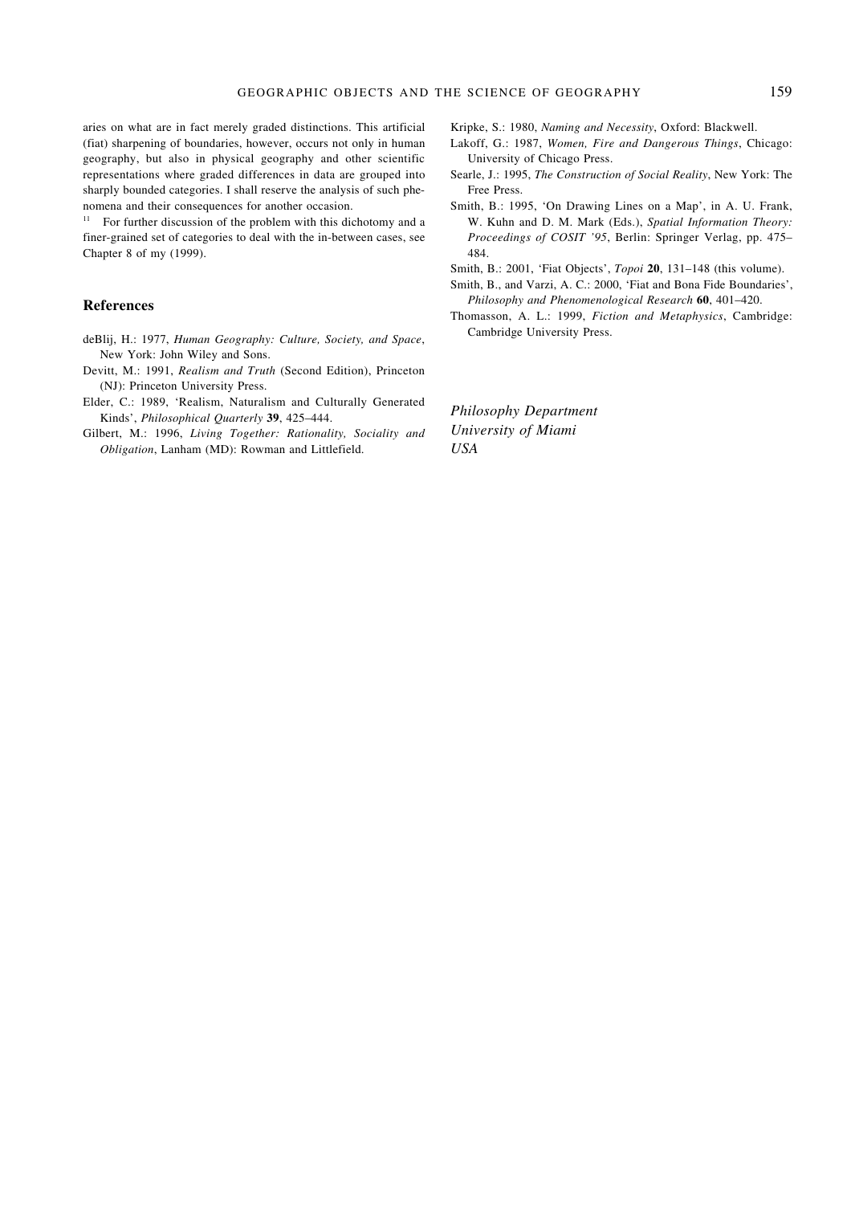aries on what are in fact merely graded distinctions. This artificial (fiat) sharpening of boundaries, however, occurs not only in human geography, but also in physical geography and other scientific representations where graded differences in data are grouped into sharply bounded categories. I shall reserve the analysis of such phenomena and their consequences for another occasion.

[11] For further discussion of the problem with this dichotomy and a finer-grained set of categories to deal with the in-between cases, see Chapter 8 of my (1999).

## References

deBlij, H.: 1977, *Human Geography: Culture, Society, and Space*, New York: John Wiley and Sons.

Devitt, M.: 1991, *Realism and Truth* (Second Edition), Princeton (NJ): Princeton University Press.

Elder, C.: 1989, 'Realism, Naturalism and Culturally Generated Kinds', *Philosophical Quarterly* **39**, 425–444.

Gilbert, M.: 1996, *Living Together: Rationality, Sociality and Obligation*, Lanham (MD): Rowman and Littlefield.

Kripke, S.: 1980, *Naming and Necessity*, Oxford: Blackwell.

Lakoff, G.: 1987, *Women, Fire and Dangerous Things*, Chicago: University of Chicago Press.

Searle, J.: 1995, *The Construction of Social Reality*, New York: The Free Press.

Smith, B.: 1995, 'On Drawing Lines on a Map', in A. U. Frank, W. Kuhn and D. M. Mark (Eds.), *Spatial Information Theory: Proceedings of COSIT '95*, Berlin: Springer Verlag, pp. 475–484.

Smith, B.: 2001, 'Fiat Objects', *Topoi* **20**, 131–148 (this volume).

Smith, B., and Varzi, A. C.: 2000, 'Fiat and Bona Fide Boundaries', *Philosophy and Phenomenological Research* **60**, 401–420.

Thomasson, A. L.: 1999, *Fiction and Metaphysics*, Cambridge: Cambridge University Press.

*Philosophy Department*
*University of Miami*
*USA*